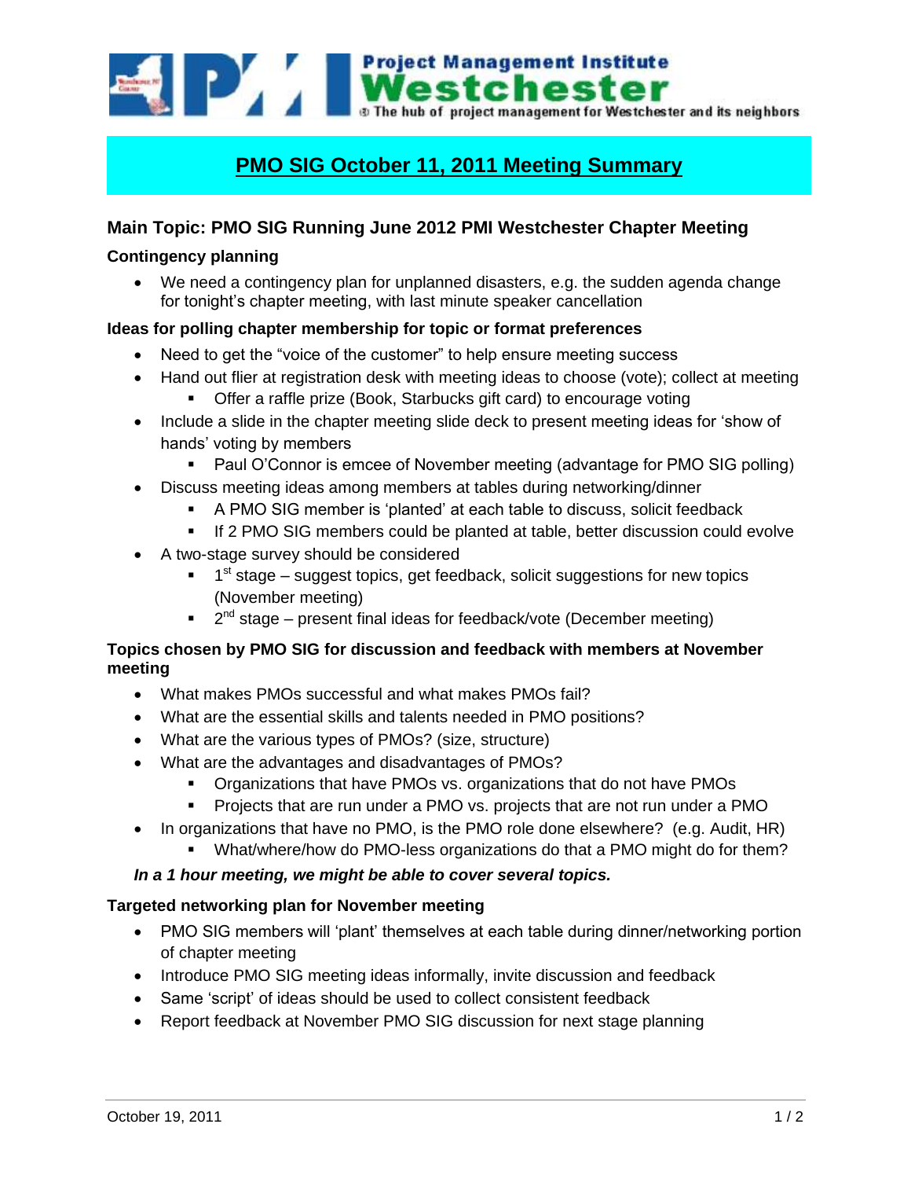# PMO SIG October 11, 2011 Meeting Summary

## Main Topic: PMO SIG Running June 2012 PMI Westchester Chapter Meeting

### Contingency planning

- We need a contingency plan for unplanned disasters, e.g. the sudden agenda change for tonight's chapter meeting, with last minute speaker cancellation

### Ideas for polling chapter membership for topic or format preferences

- Need to get the "voice of the customer" to help ensure meeting success
- Hand out flier at registration desk with meeting ideas to choose (vote); collect at meeting
  - Offer a raffle prize (Book, Starbucks gift card) to encourage voting
- Include a slide in the chapter meeting slide deck to present meeting ideas for 'show of hands' voting by members
  - Paul O'Connor is emcee of November meeting (advantage for PMO SIG polling)
- Discuss meeting ideas among members at tables during networking/dinner
  - A PMO SIG member is 'planted' at each table to discuss, solicit feedback
  - If 2 PMO SIG members could be planted at table, better discussion could evolve
- A two-stage survey should be considered
  - 1st stage – suggest topics, get feedback, solicit suggestions for new topics (November meeting)
  - 2nd stage – present final ideas for feedback/vote (December meeting)

### Topics chosen by PMO SIG for discussion and feedback with members at November meeting

- What makes PMOs successful and what makes PMOs fail?
- What are the essential skills and talents needed in PMO positions?
- What are the various types of PMOs? (size, structure)
- What are the advantages and disadvantages of PMOs?
  - Organizations that have PMOs vs. organizations that do not have PMOs
  - Projects that are run under a PMO vs. projects that are not run under a PMO
- In organizations that have no PMO, is the PMO role done elsewhere? (e.g. Audit, HR)
  - What/where/how do PMO-less organizations do that a PMO might do for them?

***In a 1 hour meeting, we might be able to cover several topics.***

### Targeted networking plan for November meeting

- PMO SIG members will 'plant' themselves at each table during dinner/networking portion of chapter meeting
- Introduce PMO SIG meeting ideas informally, invite discussion and feedback
- Same 'script' of ideas should be used to collect consistent feedback
- Report feedback at November PMO SIG discussion for next stage planning

October 19, 2011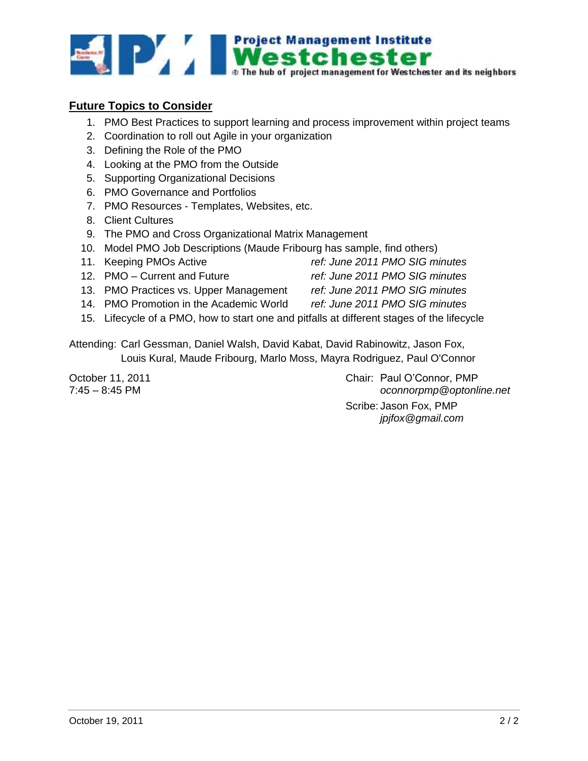## Future Topics to Consider

1. PMO Best Practices to support learning and process improvement within project teams
2. Coordination to roll out Agile in your organization
3. Defining the Role of the PMO
4. Looking at the PMO from the Outside
5. Supporting Organizational Decisions
6. PMO Governance and Portfolios
7. PMO Resources - Templates, Websites, etc.
8. Client Cultures
9. The PMO and Cross Organizational Matrix Management
10. Model PMO Job Descriptions (Maude Fribourg has sample, find others)
11. Keeping PMOs Active *ref: June 2011 PMO SIG minutes*
12. PMO – Current and Future *ref: June 2011 PMO SIG minutes*
13. PMO Practices vs. Upper Management *ref: June 2011 PMO SIG minutes*
14. PMO Promotion in the Academic World *ref: June 2011 PMO SIG minutes*
15. Lifecycle of a PMO, how to start one and pitfalls at different stages of the lifecycle

Attending: Carl Gessman, Daniel Walsh, David Kabat, David Rabinowitz, Jason Fox, Louis Kural, Maude Fribourg, Marlo Moss, Mayra Rodriguez, Paul O'Connor

October 11, 2011
7:45 – 8:45 PM

Chair: Paul O'Connor, PMP
*oconnorpmp@optonline.net*

Scribe: Jason Fox, PMP
*jpjfox@gmail.com*